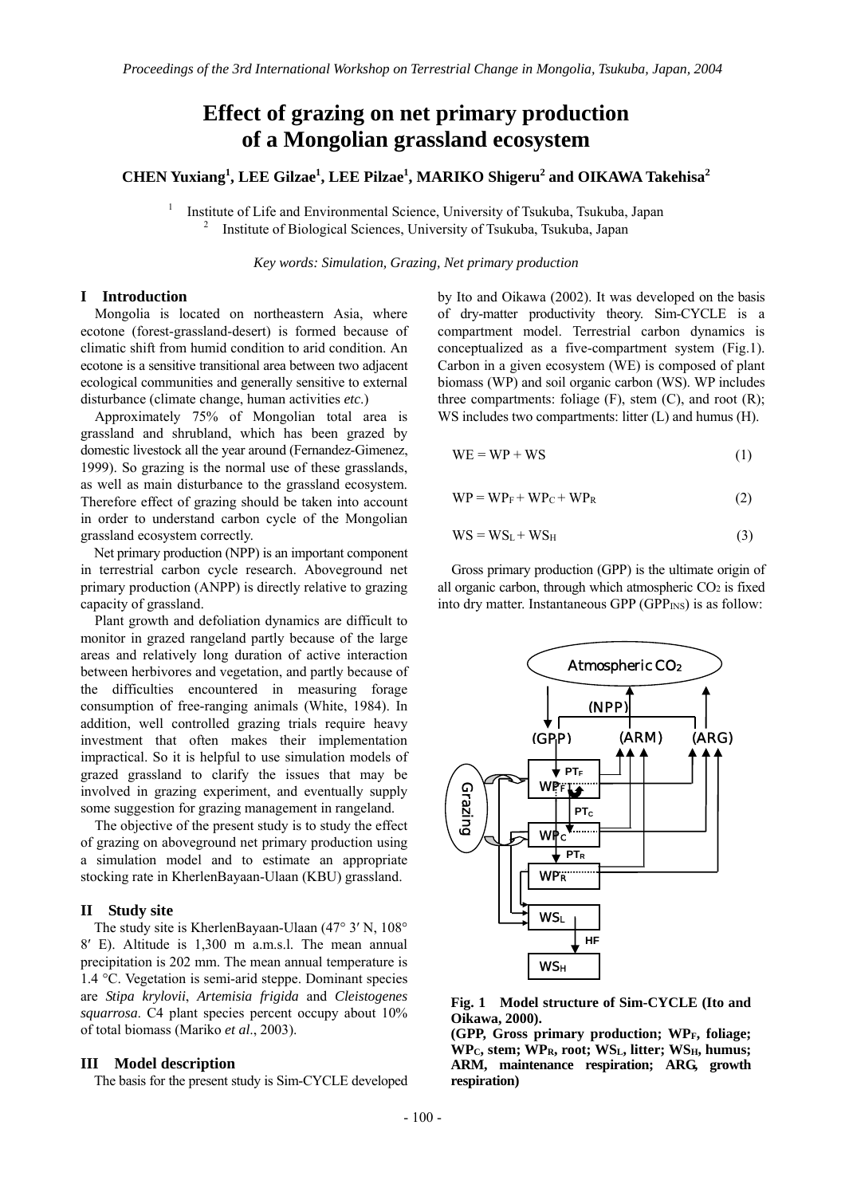# Effect of grazing on net primary production of a Mongolian grassland ecosystem

**CHEN Yuxiang[1], LEE Gilzae[1], LEE Pilzae[1], MARIKO Shigeru[2] and OIKAWA Takehisa[2]**

[1] Institute of Life and Environmental Science, University of Tsukuba, Tsukuba, Japan
[2] Institute of Biological Sciences, University of Tsukuba, Tsukuba, Japan

*Key words: Simulation, Grazing, Net primary production*

## I Introduction

Mongolia is located on northeastern Asia, where ecotone (forest-grassland-desert) is formed because of climatic shift from humid condition to arid condition. An ecotone is a sensitive transitional area between two adjacent ecological communities and generally sensitive to external disturbance (climate change, human activities *etc*.)

Approximately 75% of Mongolian total area is grassland and shrubland, which has been grazed by domestic livestock all the year around (Fernandez-Gimenez, 1999). So grazing is the normal use of these grasslands, as well as main disturbance to the grassland ecosystem. Therefore effect of grazing should be taken into account in order to understand carbon cycle of the Mongolian grassland ecosystem correctly.

Net primary production (NPP) is an important component in terrestrial carbon cycle research. Aboveground net primary production (ANPP) is directly relative to grazing capacity of grassland.

Plant growth and defoliation dynamics are difficult to monitor in grazed rangeland partly because of the large areas and relatively long duration of active interaction between herbivores and vegetation, and partly because of the difficulties encountered in measuring forage consumption of free-ranging animals (White, 1984). In addition, well controlled grazing trials require heavy investment that often makes their implementation impractical. So it is helpful to use simulation models of grazed grassland to clarify the issues that may be involved in grazing experiment, and eventually supply some suggestion for grazing management in rangeland.

The objective of the present study is to study the effect of grazing on aboveground net primary production using a simulation model and to estimate an appropriate stocking rate in KherlenBayaan-Ulaan (KBU) grassland.

## II Study site

The study site is KherlenBayaan-Ulaan (47° 3′ N, 108° 8′ E). Altitude is 1,300 m a.m.s.l. The mean annual precipitation is 202 mm. The mean annual temperature is 1.4 °C. Vegetation is semi-arid steppe. Dominant species are *Stipa krylovii*, *Artemisia frigida* and *Cleistogenes squarrosa*. C4 plant species percent occupy about 10% of total biomass (Mariko *et al*., 2003).

## III Model description

The basis for the present study is Sim-CYCLE developed by Ito and Oikawa (2002). It was developed on the basis of dry-matter productivity theory. Sim-CYCLE is a compartment model. Terrestrial carbon dynamics is conceptualized as a five-compartment system (Fig.1). Carbon in a given ecosystem (WE) is composed of plant biomass (WP) and soil organic carbon (WS). WP includes three compartments: foliage (F), stem (C), and root (R); WS includes two compartments: litter (L) and humus (H).

$$WE = WP + WS \qquad (1)$$

$$WP = WP_F + WP_C + WP_R \qquad (2)$$

$$WS = WS_L + WS_H \qquad (3)$$

Gross primary production (GPP) is the ultimate origin of all organic carbon, through which atmospheric $CO_2$ is fixed into dry matter. Instantaneous GPP ($GPP_{INS}$) is as follow:

**Fig. 1 Model structure of Sim-CYCLE (Ito and Oikawa, 2000).**
**(GPP, Gross primary production; $WP_F$, foliage; $WP_C$, stem; $WP_R$, root; $WS_L$, litter; $WS_H$, humus; ARM, maintenance respiration; ARG, growth respiration)**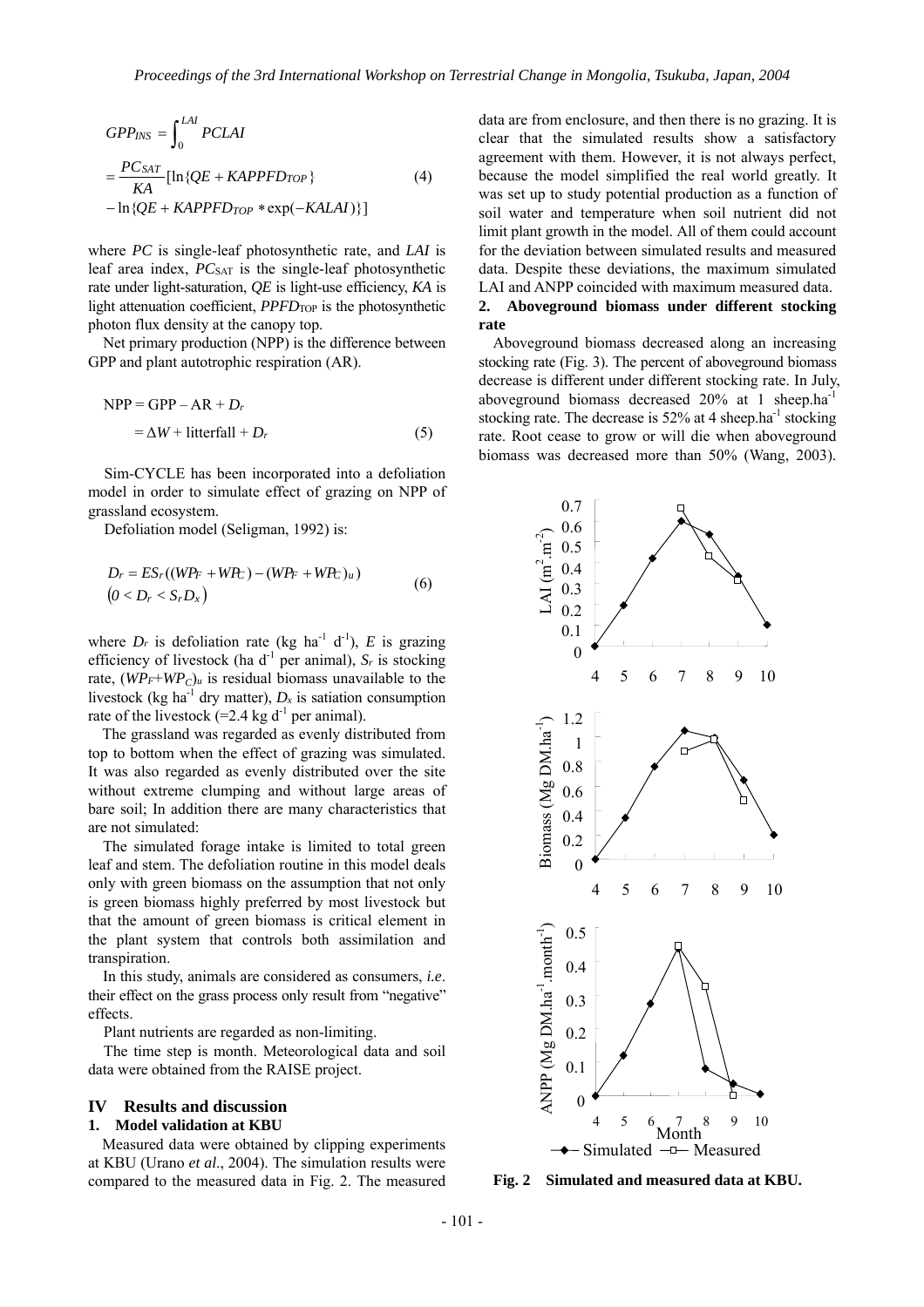$$GPP_{INS} = \int_0^{LAI} PCLAI$$
$$= \frac{PC_{SAT}}{KA}[\ln\{QE + KAPPFD_{TOP}\} \qquad (4)$$
$$- \ln\{QE + KAPPFD_{TOP} * \exp(-KALAI)\}]$$

where *PC* is single-leaf photosynthetic rate, and *LAI* is leaf area index, $PC_{SAT}$ is the single-leaf photosynthetic rate under light-saturation, *QE* is light-use efficiency, *KA* is light attenuation coefficient, $PPFD_{TOP}$ is the photosynthetic photon flux density at the canopy top.

Net primary production (NPP) is the difference between GPP and plant autotrophic respiration (AR).

$$\text{NPP} = \text{GPP} - \text{AR} + D_r$$
$$= \Delta W + \text{litterfall} + D_r \qquad (5)$$

Sim-CYCLE has been incorporated into a defoliation model in order to simulate effect of grazing on NPP of grassland ecosystem.

Defoliation model (Seligman, 1992) is:

$$D_r = ES_r((WP_F + WP_C) - (WP_F + WP_C)_u)$$
$$(0 < D_r < S_r D_x) \qquad (6)$$

where $D_r$ is defoliation rate (kg ha$^{-1}$ d$^{-1}$), *E* is grazing efficiency of livestock (ha d$^{-1}$ per animal), $S_r$ is stocking rate, $(WP_F+WP_C)_u$ is residual biomass unavailable to the livestock (kg ha$^{-1}$ dry matter), $D_x$ is satiation consumption rate of the livestock (=2.4 kg d$^{-1}$ per animal).

The grassland was regarded as evenly distributed from top to bottom when the effect of grazing was simulated. It was also regarded as evenly distributed over the site without extreme clumping and without large areas of bare soil; In addition there are many characteristics that are not simulated:

The simulated forage intake is limited to total green leaf and stem. The defoliation routine in this model deals only with green biomass on the assumption that not only is green biomass highly preferred by most livestock but that the amount of green biomass is critical element in the plant system that controls both assimilation and transpiration.

In this study, animals are considered as consumers, *i.e*. their effect on the grass process only result from "negative" effects.

Plant nutrients are regarded as non-limiting.

The time step is month. Meteorological data and soil data were obtained from the RAISE project.

## IV Results and discussion

### 1. Model validation at KBU

Measured data were obtained by clipping experiments at KBU (Urano *et al*., 2004). The simulation results were compared to the measured data in Fig. 2. The measured data are from enclosure, and then there is no grazing. It is clear that the simulated results show a satisfactory agreement with them. However, it is not always perfect, because the model simplified the real world greatly. It was set up to study potential production as a function of soil water and temperature when soil nutrient did not limit plant growth in the model. All of them could account for the deviation between simulated results and measured data. Despite these deviations, the maximum simulated LAI and ANPP coincided with maximum measured data.

### 2. Aboveground biomass under different stocking rate

Aboveground biomass decreased along an increasing stocking rate (Fig. 3). The percent of aboveground biomass decrease is different under different stocking rate. In July, aboveground biomass decreased 20% at 1 sheep.ha$^{-1}$ stocking rate. The decrease is 52% at 4 sheep.ha$^{-1}$ stocking rate. Root cease to grow or will die when aboveground biomass was decreased more than 50% (Wang, 2003).

**Fig. 2 Simulated and measured data at KBU.**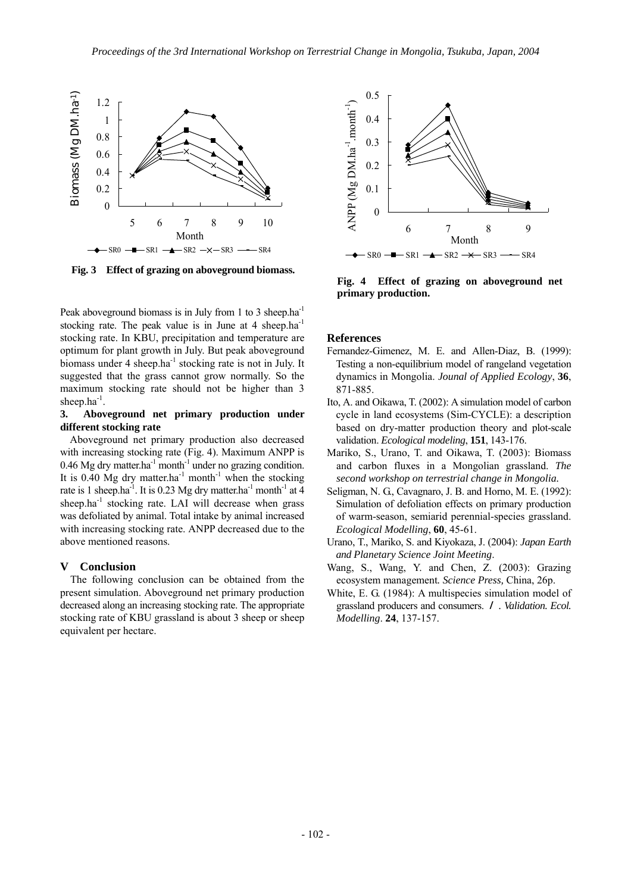Biomass (Mg DM.ha-1)

1.2
1
0.8
0.6
0.4
0.2
0

5 6 7 8 9 10

Month

SR0 SR1 SR2 SR3 SR4

**Fig. 3 Effect of grazing on aboveground biomass.**

Peak aboveground biomass is in July from 1 to 3 sheep.ha$^{-1}$ stocking rate. The peak value is in June at 4 sheep.ha$^{-1}$ stocking rate. In KBU, precipitation and temperature are optimum for plant growth in July. But peak aboveground biomass under 4 sheep.ha$^{-1}$ stocking rate is not in July. It suggested that the grass cannot grow normally. So the maximum stocking rate should not be higher than 3 sheep.ha$^{-1}$.

### 3. Aboveground net primary production under different stocking rate

Aboveground net primary production also decreased with increasing stocking rate (Fig. 4). Maximum ANPP is 0.46 Mg dry matter.ha$^{-1}$ month$^{-1}$ under no grazing condition. It is 0.40 Mg dry matter.ha$^{-1}$ month$^{-1}$ when the stocking rate is 1 sheep.ha$^{-1}$. It is 0.23 Mg dry matter.ha$^{-1}$ month$^{-1}$ at 4 sheep.ha$^{-1}$ stocking rate. LAI will decrease when grass was defoliated by animal. Total intake by animal increased with increasing stocking rate. ANPP decreased due to the above mentioned reasons.

## V Conclusion

The following conclusion can be obtained from the present simulation. Aboveground net primary production decreased along an increasing stocking rate. The appropriate stocking rate of KBU grassland is about 3 sheep or sheep equivalent per hectare.

ANPP (Mg DM.ha$^{-1}$.month$^{-1}$)

0.5
0.4
0.3
0.2
0.1
0

6 7 8 9

Month

SR0 SR1 SR2 SR3 SR4

**Fig. 4 Effect of grazing on aboveground net primary production.**

## References

Fernandez-Gimenez, M. E. and Allen-Diaz, B. (1999): Testing a non-equilibrium model of rangeland vegetation dynamics in Mongolia. *Jounal of Applied Ecology*, **36**, 871-885.

Ito, A. and Oikawa, T. (2002): A simulation model of carbon cycle in land ecosystems (Sim-CYCLE): a description based on dry-matter production theory and plot-scale validation. *Ecological modeling*, **151**, 143-176.

Mariko, S., Urano, T. and Oikawa, T. (2003): Biomass and carbon fluxes in a Mongolian grassland. *The second workshop on terrestrial change in Mongolia.*

Seligman, N. G., Cavagnaro, J. B. and Horno, M. E. (1992): Simulation of defoliation effects on primary production of warm-season, semiarid perennial-species grassland. *Ecological Modelling*, **60**, 45-61.

Urano, T., Mariko, S. and Kiyokaza, J. (2004): *Japan Earth and Planetary Science Joint Meeting*.

Wang, S., Wang, Y. and Chen, Z. (2003): Grazing ecosystem management. *Science Press,* China, 26p.

White, E. G. (1984): A multispecies simulation model of grassland producers and consumers. Ⅰ. *Validation. Ecol. Modelling*. **24**, 137-157.